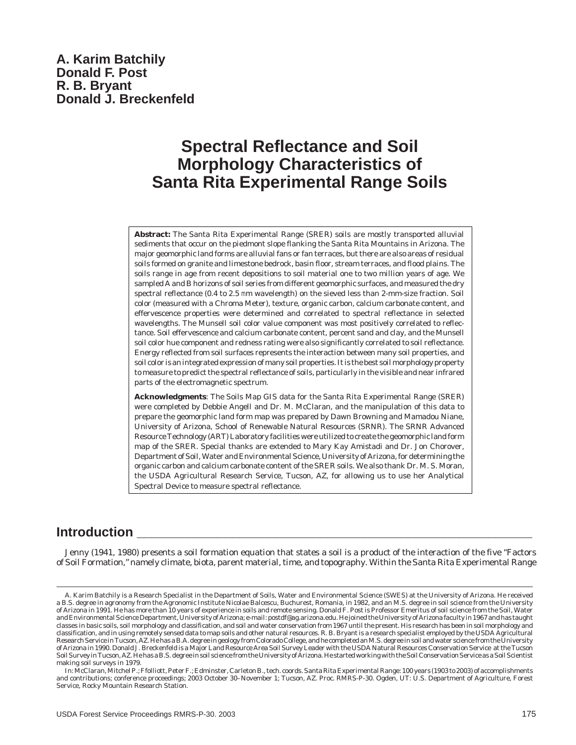**A. Karim Batchily**
**Donald F. Post**
**R. B. Bryant**
**Donald J. Breckenfeld**

# Spectral Reflectance and Soil Morphology Characteristics of Santa Rita Experimental Range Soils

**Abstract:** The Santa Rita Experimental Range (SRER) soils are mostly transported alluvial sediments that occur on the piedmont slope flanking the Santa Rita Mountains in Arizona. The major geomorphic land forms are alluvial fans or fan terraces, but there are also areas of residual soils formed on granite and limestone bedrock, basin floor, stream terraces, and flood plains. The soils range in age from recent depositions to soil material one to two million years of age. We sampled A and B horizons of soil series from different geomorphic surfaces, and measured the dry spectral reflectance (0.4 to 2.5 $\mu$m wavelength) on the sieved less than 2-mm-size fraction. Soil color (measured with a Chroma Meter), texture, organic carbon, calcium carbonate content, and effervescence properties were determined and correlated to spectral reflectance in selected wavelengths. The Munsell soil color value component was most positively correlated to reflectance. Soil effervescence and calcium carbonate content, percent sand and clay, and the Munsell soil color hue component and redness rating were also significantly correlated to soil reflectance. Energy reflected from soil surfaces represents the interaction between many soil properties, and soil color is an integrated expression of many soil properties. It is the best soil morphology property to measure to predict the spectral reflectance of soils, particularly in the visible and near infrared parts of the electromagnetic spectrum.

**Acknowledgments**: The Soils Map GIS data for the Santa Rita Experimental Range (SRER) were completed by Debbie Angell and Dr. M. McClaran, and the manipulation of this data to prepare the geomorphic land form map was prepared by Dawn Browning and Mamadou Niane, University of Arizona, School of Renewable Natural Resources (SRNR). The SRNR Advanced Resource Technology (ART) Laboratory facilities were utilized to create the geomorphic land form map of the SRER. Special thanks are extended to Mary Kay Amistadi and Dr. Jon Chorover, Department of Soil, Water and Environmental Science, University of Arizona, for determining the organic carbon and calcium carbonate content of the SRER soils. We also thank Dr. M. S. Moran, the USDA Agricultural Research Service, Tucson, AZ, for allowing us to use her Analytical Spectral Device to measure spectral reflectance.

## Introduction

Jenny (1941, 1980) presents a soil formation equation that states a soil is a product of the interaction of the five "Factors of Soil Formation," namely climate, biota, parent material, time, and topography. Within the Santa Rita Experimental Range

---

A. Karim Batchily is a Research Specialist in the Department of Soils, Water and Environmental Science (SWES) at the University of Arizona. He received a B.S. degree in agronomy from the Agronomic Institute Nicolae Balcescu, Buchurest, Romania, in 1982, and an M.S. degree in soil science from the University of Arizona in 1991. He has more than 10 years of experience in soils and remote sensing. Donald F. Post is Professor Emeritus of soil science from the Soil, Water and Environmental Science Department, University of Arizona; e-mail: postdf@ag.arizona.edu. He joined the University of Arizona faculty in 1967 and has taught classes in basic soils, soil morphology and classification, and soil and water conservation from 1967 until the present. His research has been in soil morphology and classification, and in using remotely sensed data to map soils and other natural resources. R. B. Bryant is a research specialist employed by the USDA Agricultural Research Service in Tucson, AZ. He has a B.A. degree in geology from Colorado College, and he completed an M.S. degree in soil and water science from the University of Arizona in 1990. Donald J. Breckenfeld is a Major Land Resource Area Soil Survey Leader with the USDA Natural Resources Conservation Service at the Tucson Soil Survey in Tucson, AZ. He has a B.S. degree in soil science from the University of Arizona. He started working with the Soil Conservation Service as a Soil Scientist making soil surveys in 1979.

In: McClaran, Mitchel P.; Ffolliott, Peter F.; Edminster, Carleton B., tech. coords. Santa Rita Experimental Range: 100 years (1903 to 2003) of accomplishments and contributions; conference proceedings; 2003 October 30–November 1; Tucson, AZ. Proc. RMRS-P-30. Ogden, UT: U.S. Department of Agriculture, Forest Service, Rocky Mountain Research Station.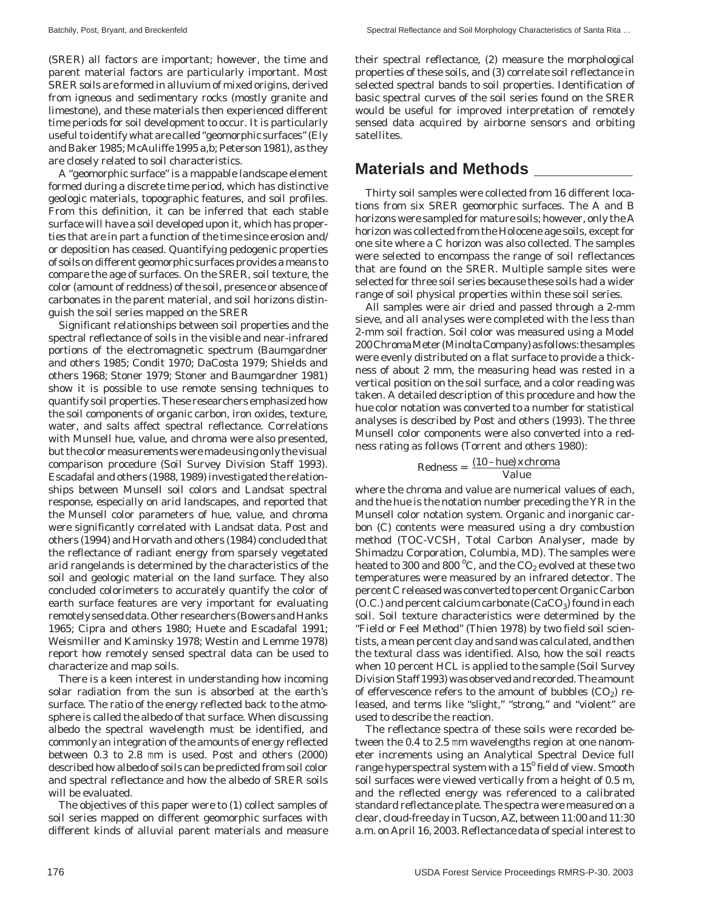(SRER) all factors are important; however, the time and parent material factors are particularly important. Most SRER soils are formed in alluvium of mixed origins, derived from igneous and sedimentary rocks (mostly granite and limestone), and these materials then experienced different time periods for soil development to occur. It is particularly useful to identify what are called "geomorphic surfaces" (Ely and Baker 1985; McAuliffe 1995 a,b; Peterson 1981), as they are closely related to soil characteristics.

A "geomorphic surface" is a mappable landscape element formed during a discrete time period, which has distinctive geologic materials, topographic features, and soil profiles. From this definition, it can be inferred that each stable surface will have a soil developed upon it, which has properties that are in part a function of the time since erosion and/or deposition has ceased. Quantifying pedogenic properties of soils on different geomorphic surfaces provides a means to compare the age of surfaces. On the SRER, soil texture, the color (amount of reddness) of the soil, presence or absence of carbonates in the parent material, and soil horizons distinguish the soil series mapped on the SRER

Significant relationships between soil properties and the spectral reflectance of soils in the visible and near-infrared portions of the electromagnetic spectrum (Baumgardner and others 1985; Condit 1970; DaCosta 1979; Shields and others 1968; Stoner 1979; Stoner and Baumgardner 1981) show it is possible to use remote sensing techniques to quantify soil properties. These researchers emphasized how the soil components of organic carbon, iron oxides, texture, water, and salts affect spectral reflectance. Correlations with Munsell hue, value, and chroma were also presented, but the color measurements were made using only the visual comparison procedure (Soil Survey Division Staff 1993). Escadafal and others (1988, 1989) investigated the relationships between Munsell soil colors and Landsat spectral response, especially on arid landscapes, and reported that the Munsell color parameters of hue, value, and chroma were significantly correlated with Landsat data. Post and others (1994) and Horvath and others (1984) concluded that the reflectance of radiant energy from sparsely vegetated arid rangelands is determined by the characteristics of the soil and geologic material on the land surface. They also concluded colorimeters to accurately quantify the color of earth surface features are very important for evaluating remotely sensed data. Other researchers (Bowers and Hanks 1965; Cipra and others 1980; Huete and Escadafal 1991; Weismiller and Kaminsky 1978; Westin and Lemme 1978) report how remotely sensed spectral data can be used to characterize and map soils.

There is a keen interest in understanding how incoming solar radiation from the sun is absorbed at the earth's surface. The ratio of the energy reflected back to the atmosphere is called the albedo of that surface. When discussing albedo the spectral wavelength must be identified, and commonly an integration of the amounts of energy reflected between 0.3 to 2.8 μm is used. Post and others (2000) described how albedo of soils can be predicted from soil color and spectral reflectance and how the albedo of SRER soils will be evaluated.

The objectives of this paper were to (1) collect samples of soil series mapped on different geomorphic surfaces with different kinds of alluvial parent materials and measure their spectral reflectance, (2) measure the morphological properties of these soils, and (3) correlate soil reflectance in selected spectral bands to soil properties. Identification of basic spectral curves of the soil series found on the SRER would be useful for improved interpretation of remotely sensed data acquired by airborne sensors and orbiting satellites.

## Materials and Methods

Thirty soil samples were collected from 16 different locations from six SRER geomorphic surfaces. The A and B horizons were sampled for mature soils; however, only the A horizon was collected from the Holocene age soils, except for one site where a C horizon was also collected. The samples were selected to encompass the range of soil reflectances that are found on the SRER. Multiple sample sites were selected for three soil series because these soils had a wider range of soil physical properties within these soil series.

All samples were air dried and passed through a 2-mm sieve, and all analyses were completed with the less than 2-mm soil fraction. Soil color was measured using a Model 200 Chroma Meter (Minolta Company) as follows: the samples were evenly distributed on a flat surface to provide a thickness of about 2 mm, the measuring head was rested in a vertical position on the soil surface, and a color reading was taken. A detailed description of this procedure and how the hue color notation was converted to a number for statistical analyses is described by Post and others (1993). The three Munsell color components were also converted into a redness rating as follows (Torrent and others 1980):

$$\text{Redness} = \frac{(10 - \text{hue}) \times \text{chroma}}{\text{Value}}$$

where the chroma and value are numerical values of each, and the hue is the notation number preceding the YR in the Munsell color notation system. Organic and inorganic carbon (C) contents were measured using a dry combustion method (TOC-VCSH, Total Carbon Analyser, made by Shimadzu Corporation, Columbia, MD). The samples were heated to 300 and 800 °C, and the $CO_2$ evolved at these two temperatures were measured by an infrared detector. The percent C released was converted to percent Organic Carbon (O.C.) and percent calcium carbonate ($CaCO_3$) found in each soil. Soil texture characteristics were determined by the "Field or Feel Method" (Thien 1978) by two field soil scientists, a mean percent clay and sand was calculated, and then the textural class was identified. Also, how the soil reacts when 10 percent HCL is applied to the sample (Soil Survey Division Staff 1993) was observed and recorded. The amount of effervescence refers to the amount of bubbles ($CO_2$) released, and terms like "slight," "strong," and "violent" are used to describe the reaction.

The reflectance spectra of these soils were recorded between the 0.4 to 2.5 μm wavelengths region at one nanometer increments using an Analytical Spectral Device full range hyperspectral system with a 15° field of view. Smooth soil surfaces were viewed vertically from a height of 0.5 m, and the reflected energy was referenced to a calibrated standard reflectance plate. The spectra were measured on a clear, cloud-free day in Tucson, AZ, between 11:00 and 11:30 a.m. on April 16, 2003. Reflectance data of special interest to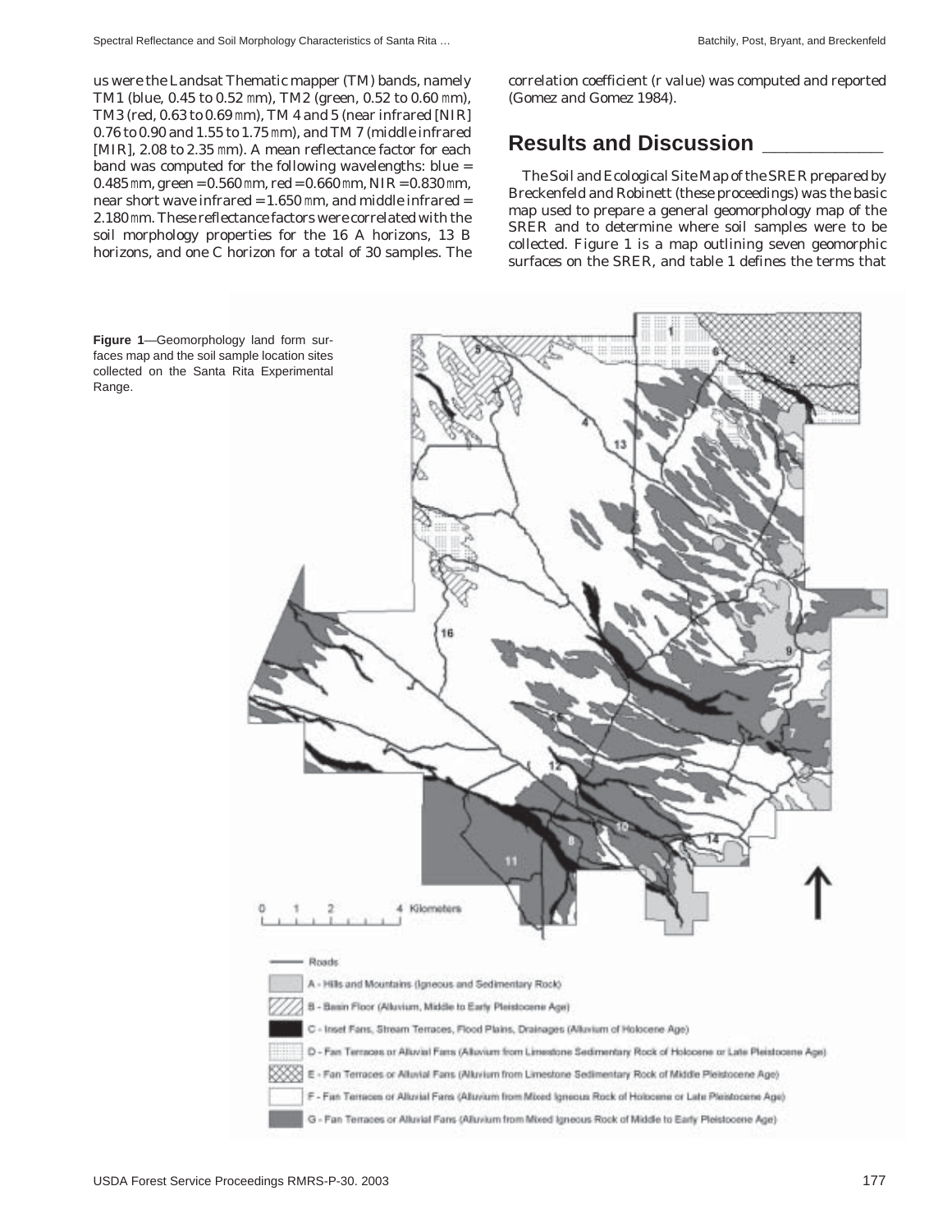us were the Landsat Thematic mapper (TM) bands, namely TM1 (blue, 0.45 to 0.52 mm), TM2 (green, 0.52 to 0.60 mm), TM3 (red, 0.63 to 0.69 mm), TM 4 and 5 (near infrared [NIR] 0.76 to 0.90 and 1.55 to 1.75 mm), and TM 7 (middle infrared [MIR], 2.08 to 2.35 mm). A mean reflectance factor for each band was computed for the following wavelengths: blue = 0.485 mm, green = 0.560 mm, red = 0.660 mm, NIR = 0.830 mm, near short wave infrared = 1.650 mm, and middle infrared = 2.180 mm. These reflectance factors were correlated with the soil morphology properties for the 16 A horizons, 13 B horizons, and one C horizon for a total of 30 samples. The correlation coefficient (r value) was computed and reported (Gomez and Gomez 1984).

## Results and Discussion

The Soil and Ecological Site Map of the SRER prepared by Breckenfeld and Robinett (these proceedings) was the basic map used to prepare a general geomorphology map of the SRER and to determine where soil samples were to be collected. Figure 1 is a map outlining seven geomorphic surfaces on the SRER, and table 1 defines the terms that

**Figure 1**—Geomorphology land form surfaces map and the soil sample location sites collected on the Santa Rita Experimental Range.

0 1 2 4 Kilometers

- Roads
- A - Hills and Mountains (Igneous and Sedimentary Rock)
- B - Basin Floor (Alluvium, Middle to Early Pleistocene Age)
- C - Inset Fans, Stream Terraces, Flood Plains, Drainages (Alluvium of Holocene Age)
- D - Fan Terraces or Alluvial Fans (Alluvium from Limestone Sedimentary Rock of Holocene or Late Pleistocene Age)
- E - Fan Terraces or Alluvial Fans (Alluvium from Limestone Sedimentary Rock of Middle Pleistocene Age)
- F - Fan Terraces or Alluvial Fans (Alluvium from Mixed Igneous Rock of Holocene or Late Pleistocene Age)
- G - Fan Terraces or Alluvial Fans (Alluvium from Mixed Igneous Rock of Middle to Early Pleistocene Age)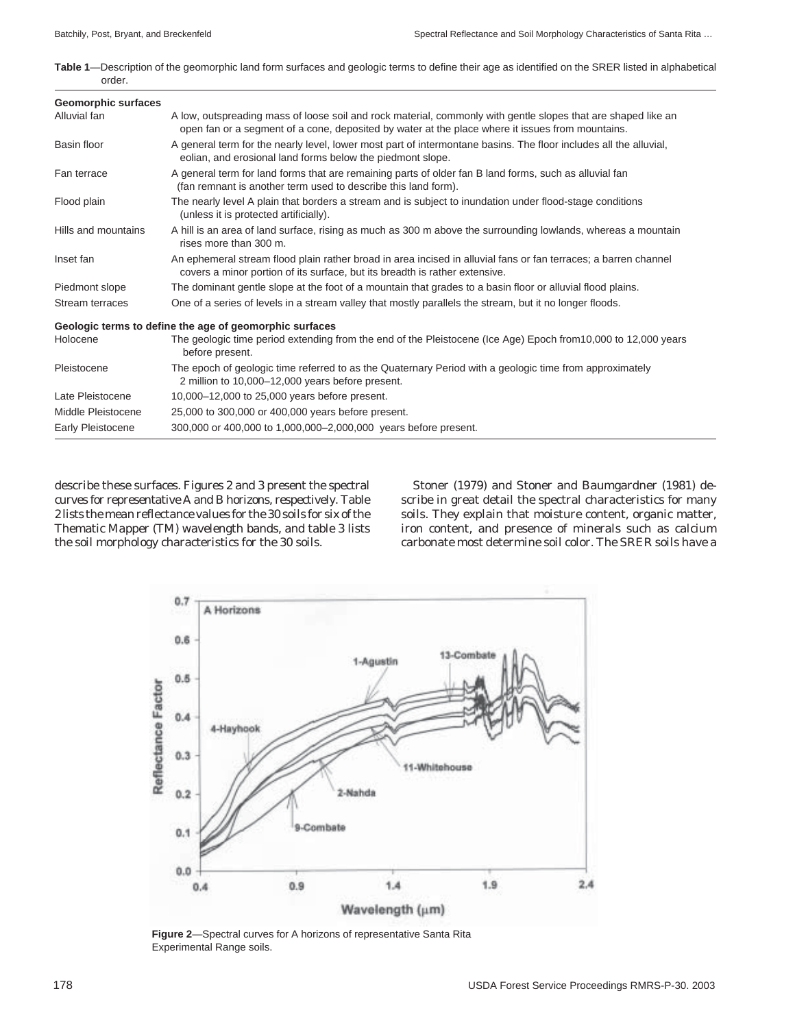**Table 1**—Description of the geomorphic land form surfaces and geologic terms to define their age as identified on the SRER listed in alphabetical order.

| | |
|---|---|
| **Geomorphic surfaces** | |
| Alluvial fan | A low, outspreading mass of loose soil and rock material, commonly with gentle slopes that are shaped like an open fan or a segment of a cone, deposited by water at the place where it issues from mountains. |
| Basin floor | A general term for the nearly level, lower most part of intermontane basins. The floor includes all the alluvial, eolian, and erosional land forms below the piedmont slope. |
| Fan terrace | A general term for land forms that are remaining parts of older fan B land forms, such as alluvial fan (fan remnant is another term used to describe this land form). |
| Flood plain | The nearly level A plain that borders a stream and is subject to inundation under flood-stage conditions (unless it is protected artificially). |
| Hills and mountains | A hill is an area of land surface, rising as much as 300 m above the surrounding lowlands, whereas a mountain rises more than 300 m. |
| Inset fan | An ephemeral stream flood plain rather broad in area incised in alluvial fans or fan terraces; a barren channel covers a minor portion of its surface, but its breadth is rather extensive. |
| Piedmont slope | The dominant gentle slope at the foot of a mountain that grades to a basin floor or alluvial flood plains. |
| Stream terraces | One of a series of levels in a stream valley that mostly parallels the stream, but it no longer floods. |
| **Geologic terms to define the age of geomorphic surfaces** | |
| Holocene | The geologic time period extending from the end of the Pleistocene (Ice Age) Epoch from10,000 to 12,000 years before present. |
| Pleistocene | The epoch of geologic time referred to as the Quaternary Period with a geologic time from approximately 2 million to 10,000–12,000 years before present. |
| Late Pleistocene | 10,000–12,000 to 25,000 years before present. |
| Middle Pleistocene | 25,000 to 300,000 or 400,000 years before present. |
| Early Pleistocene | 300,000 or 400,000 to 1,000,000–2,000,000 years before present. |

describe these surfaces. Figures 2 and 3 present the spectral curves for representative A and B horizons, respectively. Table 2 lists the mean reflectance values for the 30 soils for six of the Thematic Mapper (TM) wavelength bands, and table 3 lists the soil morphology characteristics for the 30 soils.

Stoner (1979) and Stoner and Baumgardner (1981) describe in great detail the spectral characteristics for many soils. They explain that moisture content, organic matter, iron content, and presence of minerals such as calcium carbonate most determine soil color. The SRER soils have a

**Figure 2**—Spectral curves for A horizons of representative Santa Rita Experimental Range soils.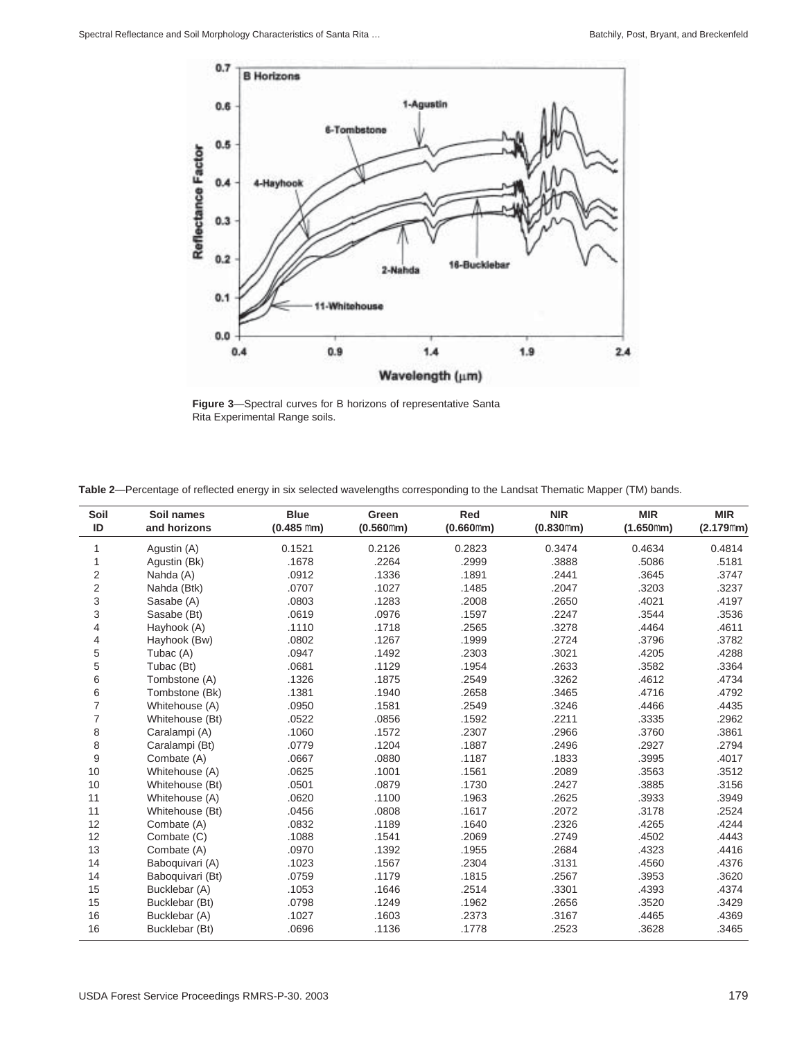**Figure 3**—Spectral curves for B horizons of representative Santa Rita Experimental Range soils.

**Table 2**—Percentage of reflected energy in six selected wavelengths corresponding to the Landsat Thematic Mapper (TM) bands.

| Soil ID | Soil names and horizons | Blue (0.485 µm) | Green (0.560µm) | Red (0.660µm) | NIR (0.830µm) | MIR (1.650µm) | MIR (2.179µm) |
|---|---|---|---|---|---|---|---|
| 1 | Agustin (A) | 0.1521 | 0.2126 | 0.2823 | 0.3474 | 0.4634 | 0.4814 |
| 1 | Agustin (Bk) | .1678 | .2264 | .2999 | .3888 | .5086 | .5181 |
| 2 | Nahda (A) | .0912 | .1336 | .1891 | .2441 | .3645 | .3747 |
| 2 | Nahda (Btk) | .0707 | .1027 | .1485 | .2047 | .3203 | .3237 |
| 3 | Sasabe (A) | .0803 | .1283 | .2008 | .2650 | .4021 | .4197 |
| 3 | Sasabe (Bt) | .0619 | .0976 | .1597 | .2247 | .3544 | .3536 |
| 4 | Hayhook (A) | .1110 | .1718 | .2565 | .3278 | .4464 | .4611 |
| 4 | Hayhook (Bw) | .0802 | .1267 | .1999 | .2724 | .3796 | .3782 |
| 5 | Tubac (A) | .0947 | .1492 | .2303 | .3021 | .4205 | .4288 |
| 5 | Tubac (Bt) | .0681 | .1129 | .1954 | .2633 | .3582 | .3364 |
| 6 | Tombstone (A) | .1326 | .1875 | .2549 | .3262 | .4612 | .4734 |
| 6 | Tombstone (Bk) | .1381 | .1940 | .2658 | .3465 | .4716 | .4792 |
| 7 | Whitehouse (A) | .0950 | .1581 | .2549 | .3246 | .4466 | .4435 |
| 7 | Whitehouse (Bt) | .0522 | .0856 | .1592 | .2211 | .3335 | .2962 |
| 8 | Caralampi (A) | .1060 | .1572 | .2307 | .2966 | .3760 | .3861 |
| 8 | Caralampi (Bt) | .0779 | .1204 | .1887 | .2496 | .2927 | .2794 |
| 9 | Combate (A) | .0667 | .0880 | .1187 | .1833 | .3995 | .4017 |
| 10 | Whitehouse (A) | .0625 | .1001 | .1561 | .2089 | .3563 | .3512 |
| 10 | Whitehouse (Bt) | .0501 | .0879 | .1730 | .2427 | .3885 | .3156 |
| 11 | Whitehouse (A) | .0620 | .1100 | .1963 | .2625 | .3933 | .3949 |
| 11 | Whitehouse (Bt) | .0456 | .0808 | .1617 | .2072 | .3178 | .2524 |
| 12 | Combate (A) | .0832 | .1189 | .1640 | .2326 | .4265 | .4244 |
| 12 | Combate (C) | .1088 | .1541 | .2069 | .2749 | .4502 | .4443 |
| 13 | Combate (A) | .0970 | .1392 | .1955 | .2684 | .4323 | .4416 |
| 14 | Baboquivari (A) | .1023 | .1567 | .2304 | .3131 | .4560 | .4376 |
| 14 | Baboquivari (Bt) | .0759 | .1179 | .1815 | .2567 | .3953 | .3620 |
| 15 | Bucklebar (A) | .1053 | .1646 | .2514 | .3301 | .4393 | .4374 |
| 15 | Bucklebar (Bt) | .0798 | .1249 | .1962 | .2656 | .3520 | .3429 |
| 16 | Bucklebar (A) | .1027 | .1603 | .2373 | .3167 | .4465 | .4369 |
| 16 | Bucklebar (Bt) | .0696 | .1136 | .1778 | .2523 | .3628 | .3465 |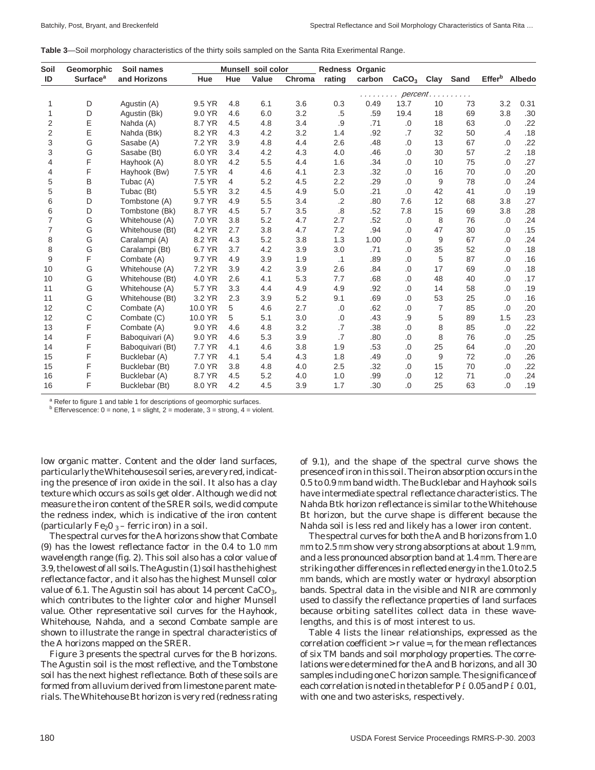**Table 3**—Soil morphology characteristics of the thirty soils sampled on the Santa Rita Exerimental Range.

| Soil ID | Geomorphic Surface[a] | Soil names and Horizons | Munsell soil color Hue | Hue | Value | Chroma | Redness rating | Organic carbon | $CaCO_3$ | Clay | Sand | Effer[b] | Albedo |
|---|---|---|---|---|---|---|---|---|---|---|---|---|---|
| | | | | | | | | ......... | percent | .......... | | | |
| 1 | D | Agustin (A) | 9.5 YR | 4.8 | 6.1 | 3.6 | 0.3 | 0.49 | 13.7 | 10 | 73 | 3.2 | 0.31 |
| 1 | D | Agustin (Bk) | 9.0 YR | 4.6 | 6.0 | 3.2 | .5 | .59 | 19.4 | 18 | 69 | 3.8 | .30 |
| 2 | E | Nahda (A) | 8.7 YR | 4.5 | 4.8 | 3.4 | .9 | .71 | .0 | 18 | 63 | .0 | .22 |
| 2 | E | Nahda (Btk) | 8.2 YR | 4.3 | 4.2 | 3.2 | 1.4 | .92 | .7 | 32 | 50 | .4 | .18 |
| 3 | G | Sasabe (A) | 7.2 YR | 3.9 | 4.8 | 4.4 | 2.6 | .48 | .0 | 13 | 67 | .0 | .22 |
| 3 | G | Sasabe (Bt) | 6.0 YR | 3.4 | 4.2 | 4.3 | 4.0 | .46 | .0 | 30 | 57 | .2 | .18 |
| 4 | F | Hayhook (A) | 8.0 YR | 4.2 | 5.5 | 4.4 | 1.6 | .34 | .0 | 10 | 75 | .0 | .27 |
| 4 | F | Hayhook (Bw) | 7.5 YR | 4 | 4.6 | 4.1 | 2.3 | .32 | .0 | 16 | 70 | .0 | .20 |
| 5 | B | Tubac (A) | 7.5 YR | 4 | 5.2 | 4.5 | 2.2 | .29 | .0 | 9 | 78 | .0 | .24 |
| 5 | B | Tubac (Bt) | 5.5 YR | 3.2 | 4.5 | 4.9 | 5.0 | .21 | .0 | 42 | 41 | .0 | .19 |
| 6 | D | Tombstone (A) | 9.7 YR | 4.9 | 5.5 | 3.4 | .2 | .80 | 7.6 | 12 | 68 | 3.8 | .27 |
| 6 | D | Tombstone (Bk) | 8.7 YR | 4.5 | 5.7 | 3.5 | .8 | .52 | 7.8 | 15 | 69 | 3.8 | .28 |
| 7 | G | Whitehouse (A) | 7.0 YR | 3.8 | 5.2 | 4.7 | 2.7 | .52 | .0 | 8 | 76 | .0 | .24 |
| 7 | G | Whitehouse (Bt) | 4.2 YR | 2.7 | 3.8 | 4.7 | 7.2 | .94 | .0 | 47 | 30 | .0 | .15 |
| 8 | G | Caralampi (A) | 8.2 YR | 4.3 | 5.2 | 3.8 | 1.3 | 1.00 | .0 | 9 | 67 | .0 | .24 |
| 8 | G | Caralampi (Bt) | 6.7 YR | 3.7 | 4.2 | 3.9 | 3.0 | .71 | .0 | 35 | 52 | .0 | .18 |
| 9 | F | Combate (A) | 9.7 YR | 4.9 | 3.9 | 1.9 | .1 | .89 | .0 | 5 | 87 | .0 | .16 |
| 10 | G | Whitehouse (A) | 7.2 YR | 3.9 | 4.2 | 3.9 | 2.6 | .84 | .0 | 17 | 69 | .0 | .18 |
| 10 | G | Whitehouse (Bt) | 4.0 YR | 2.6 | 4.1 | 5.3 | 7.7 | .68 | .0 | 48 | 40 | .0 | .17 |
| 11 | G | Whitehouse (A) | 5.7 YR | 3.3 | 4.4 | 4.9 | 4.9 | .92 | .0 | 14 | 58 | .0 | .19 |
| 11 | G | Whitehouse (Bt) | 3.2 YR | 2.3 | 3.9 | 5.2 | 9.1 | .69 | .0 | 53 | 25 | .0 | .16 |
| 12 | C | Combate (A) | 10.0 YR | 5 | 4.6 | 2.7 | .0 | .62 | .0 | 7 | 85 | .0 | .20 |
| 12 | C | Combate (C) | 10.0 YR | 5 | 5.1 | 3.0 | .0 | .43 | .9 | 5 | 89 | 1.5 | .23 |
| 13 | F | Combate (A) | 9.0 YR | 4.6 | 4.8 | 3.2 | .7 | .38 | .0 | 8 | 85 | .0 | .22 |
| 14 | F | Baboquivari (A) | 9.0 YR | 4.6 | 5.3 | 3.9 | .7 | .80 | .0 | 8 | 76 | .0 | .25 |
| 14 | F | Baboquivari (Bt) | 7.7 YR | 4.1 | 4.6 | 3.8 | 1.9 | .53 | .0 | 25 | 64 | .0 | .20 |
| 15 | F | Bucklebar (A) | 7.7 YR | 4.1 | 5.4 | 4.3 | 1.8 | .49 | .0 | 9 | 72 | .0 | .26 |
| 15 | F | Bucklebar (Bt) | 7.0 YR | 3.8 | 4.8 | 4.0 | 2.5 | .32 | .0 | 15 | 70 | .0 | .22 |
| 16 | F | Bucklebar (A) | 8.7 YR | 4.5 | 5.2 | 4.0 | 1.0 | .99 | .0 | 12 | 71 | .0 | .24 |
| 16 | F | Bucklebar (Bt) | 8.0 YR | 4.2 | 4.5 | 3.9 | 1.7 | .30 | .0 | 25 | 63 | .0 | .19 |

[a] Refer to figure 1 and table 1 for descriptions of geomorphic surfaces.
[b] Effervescence: 0 = none, 1 = slight, 2 = moderate, 3 = strong, 4 = violent.

low organic matter. Content and the older land surfaces, particularly the Whitehouse soil series, are very red, indicating the presence of iron oxide in the soil. It also has a clay texture which occurs as soils get older. Although we did not measure the iron content of the SRER soils, we did compute the redness index, which is indicative of the iron content (particularly $Fe_2O_3$ – ferric iron) in a soil.

The spectral curves for the A horizons show that Combate (9) has the lowest reflectance factor in the 0.4 to 1.0 mm wavelength range (fig. 2). This soil also has a color value of 3.9, the lowest of all soils. The Agustin (1) soil has the highest reflectance factor, and it also has the highest Munsell color value of 6.1. The Agustin soil has about 14 percent $CaCO_3$, which contributes to the lighter color and higher Munsell value. Other representative soil curves for the Hayhook, Whitehouse, Nahda, and a second Combate sample are shown to illustrate the range in spectral characteristics of the A horizons mapped on the SRER.

Figure 3 presents the spectral curves for the B horizons. The Agustin soil is the most reflective, and the Tombstone soil has the next highest reflectance. Both of these soils are formed from alluvium derived from limestone parent materials. The Whitehouse Bt horizon is very red (redness rating of 9.1), and the shape of the spectral curve shows the presence of iron in this soil. The iron absorption occurs in the 0.5 to 0.9 mm band width. The Bucklebar and Hayhook soils have intermediate spectral reflectance characteristics. The Nahda Btk horizon reflectance is similar to the Whitehouse Bt horizon, but the curve shape is different because the Nahda soil is less red and likely has a lower iron content.

The spectral curves for both the A and B horizons from 1.0 mm to 2.5 mm show very strong absorptions at about 1.9 mm, and a less pronounced absorption band at 1.4 mm. There are striking other differences in reflected energy in the 1.0 to 2.5 mm bands, which are mostly water or hydroxyl absorption bands. Spectral data in the visible and NIR are commonly used to classify the reflectance properties of land surfaces because orbiting satellites collect data in these wavelengths, and this is of most interest to us.

Table 4 lists the linear relationships, expressed as the correlation coefficient > r value =, for the mean reflectances of six TM bands and soil morphology properties. The correlations were determined for the A and B horizons, and all 30 samples including one C horizon sample. The significance of each correlation is noted in the table for $P \leq 0.05$ and $P \leq 0.01$, with one and two asterisks, respectively.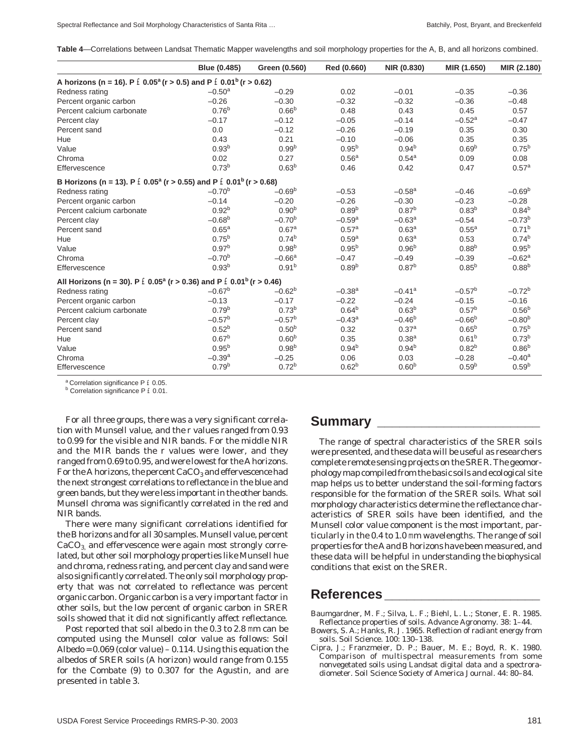**Table 4**—Correlations between Landsat Thematic Mapper wavelengths and soil morphology properties for the A, B, and all horizons combined.

| | Blue (0.485) | Green (0.560) | Red (0.660) | NIR (0.830) | MIR (1.650) | MIR (2.180) |
|---|---|---|---|---|---|---|
| **A horizons (n = 16). P ≤ 0.05[a] (r > 0.5) and P ≤ 0.01[b] (r > 0.62)** | | | | | | |
| Redness rating | –0.50[a] | –0.29 | 0.02 | –0.01 | –0.35 | –0.36 |
| Percent organic carbon | –0.26 | –0.30 | –0.32 | –0.32 | –0.36 | –0.48 |
| Percent calcium carbonate | 0.76[b] | 0.66[b] | 0.48 | 0.43 | 0.45 | 0.57 |
| Percent clay | –0.17 | –0.12 | –0.05 | –0.14 | –0.52[a] | –0.47 |
| Percent sand | 0.0 | –0.12 | –0.26 | –0.19 | 0.35 | 0.30 |
| Hue | 0.43 | 0.21 | –0.10 | –0.06 | 0.35 | 0.35 |
| Value | 0.93[b] | 0.99[b] | 0.95[b] | 0.94[b] | 0.69[b] | 0.75[b] |
| Chroma | 0.02 | 0.27 | 0.56[a] | 0.54[a] | 0.09 | 0.08 |
| Effervescence | 0.73[b] | 0.63[b] | 0.46 | 0.42 | 0.47 | 0.57[a] |
| **B Horizons (n = 13). P ≤ 0.05[a] (r > 0.55) and P ≤ 0.01[b] (r > 0.68)** | | | | | | |
| Redness rating | –0.70[b] | –0.69[b] | –0.53 | –0.58[a] | –0.46 | –0.69[b] |
| Percent organic carbon | –0.14 | –0.20 | –0.26 | –0.30 | –0.23 | –0.28 |
| Percent calcium carbonate | 0.92[b] | 0.90[b] | 0.89[b] | 0.87[b] | 0.83[b] | 0.84[b] |
| Percent clay | –0.68[b] | –0.70[b] | –0.59[a] | –0.63[a] | –0.54 | –0.73[b] |
| Percent sand | 0.65[a] | 0.67[a] | 0.57[a] | 0.63[a] | 0.55[a] | 0.71[b] |
| Hue | 0.75[b] | 0.74[b] | 0.59[a] | 0.63[a] | 0.53 | 0.74[b] |
| Value | 0.97[b] | 0.98[b] | 0.95[b] | 0.96[b] | 0.88[b] | 0.95[b] |
| Chroma | –0.70[b] | –0.66[a] | –0.47 | –0.49 | –0.39 | –0.62[a] |
| Effervescence | 0.93[b] | 0.91[b] | 0.89[b] | 0.87[b] | 0.85[b] | 0.88[b] |
| **All Horizons (n = 30). P ≤ 0.05[a] (r > 0.36) and P ≤ 0.01[b] (r > 0.46)** | | | | | | |
| Redness rating | –0.67[b] | –0.62[b] | –0.38[a] | –0.41[a] | –0.57[b] | –0.72[b] |
| Percent organic carbon | –0.13 | –0.17 | –0.22 | –0.24 | –0.15 | –0.16 |
| Percent calcium carbonate | 0.79[b] | 0.73[b] | 0.64[b] | 0.63[b] | 0.57[b] | 0.56[b] |
| Percent clay | –0.57[b] | –0.57[b] | –0.43[a] | –0.46[b] | –0.66[b] | –0.80[b] |
| Percent sand | 0.52[b] | 0.50[b] | 0.32 | 0.37[a] | 0.65[b] | 0.75[b] |
| Hue | 0.67[b] | 0.60[b] | 0.35 | 0.38[a] | 0.61[b] | 0.73[b] |
| Value | 0.95[b] | 0.98[b] | 0.94[b] | 0.94[b] | 0.82[b] | 0.86[b] |
| Chroma | –0.39[a] | –0.25 | 0.06 | 0.03 | –0.28 | –0.40[a] |
| Effervescence | 0.79[b] | 0.72[b] | 0.62[b] | 0.60[b] | 0.59[b] | 0.59[b] |

[a] Correlation significance P ≤ 0.05.
[b] Correlation significance P ≤ 0.01.

For all three groups, there was a very significant correlation with Munsell value, and the r values ranged from 0.93 to 0.99 for the visible and NIR bands. For the middle NIR and the MIR bands the r values were lower, and they ranged from 0.69 to 0.95, and were lowest for the A horizons. For the A horizons, the percent $CaCO_3$ and effervescence had the next strongest correlations to reflectance in the blue and green bands, but they were less important in the other bands. Munsell chroma was significantly correlated in the red and NIR bands.

There were many significant correlations identified for the B horizons and for all 30 samples. Munsell value, percent $CaCO_3$, and effervescence were again most strongly correlated, but other soil morphology properties like Munsell hue and chroma, redness rating, and percent clay and sand were also significantly correlated. The only soil morphology property that was not correlated to reflectance was percent organic carbon. Organic carbon is a very important factor in other soils, but the low percent of organic carbon in SRER soils showed that it did not significantly affect reflectance.

Post reported that soil albedo in the 0.3 to 2.8 µm can be computed using the Munsell color value as follows: Soil Albedo = 0.069 (color value) – 0.114. Using this equation the albedos of SRER soils (A horizon) would range from 0.155 for the Combate (9) to 0.307 for the Agustin, and are presented in table 3.

## Summary

The range of spectral characteristics of the SRER soils were presented, and these data will be useful as researchers complete remote sensing projects on the SRER. The geomorphology map compiled from the basic soils and ecological site map helps us to better understand the soil-forming factors responsible for the formation of the SRER soils. What soil morphology characteristics determine the reflectance characteristics of SRER soils have been identified, and the Munsell color value component is the most important, particularly in the 0.4 to 1.0 µm wavelengths. The range of soil properties for the A and B horizons have been measured, and these data will be helpful in understanding the biophysical conditions that exist on the SRER.

## References

Baumgardner, M. F.; Silva, L. F.; Biehl, L. L.; Stoner, E. R. 1985. Reflectance properties of soils. Advance Agronomy. 38: 1–44.

Bowers, S. A.; Hanks, R. J. 1965. Reflection of radiant energy from soils. Soil Science. 100: 130–138.

Cipra, J.; Franzmeier, D. P.; Bauer, M. E.; Boyd, R. K. 1980. Comparison of multispectral measurements from some nonvegetated soils using Landsat digital data and a spectroradiometer. Soil Science Society of America Journal. 44: 80–84.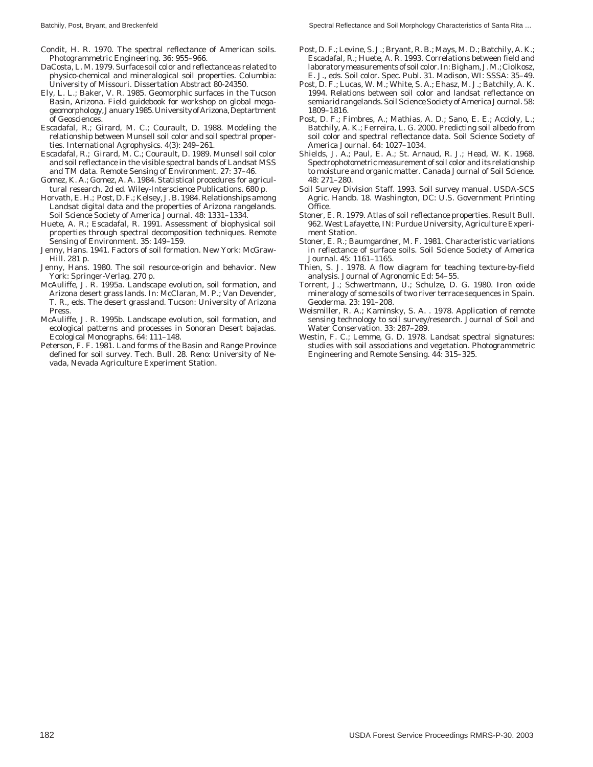Condit, H. R. 1970. The spectral reflectance of American soils. Photogrammetric Engineering. 36: 955–966.

DaCosta, L. M. 1979. Surface soil color and reflectance as related to physico-chemical and mineralogical soil properties. Columbia: University of Missouri. Dissertation Abstract 80-24350.

Ely, L. L.; Baker, V. R. 1985. Geomorphic surfaces in the Tucson Basin, Arizona. Field guidebook for workshop on global megageomorphology, January 1985. University of Arizona, Deptartment of Geosciences.

Escadafal, R.; Girard, M. C.; Courault, D. 1988. Modeling the relationship between Munsell soil color and soil spectral properties. International Agrophysics. 4(3): 249–261.

Escadafal, R.; Girard, M. C.; Courault, D. 1989. Munsell soil color and soil reflectance in the visible spectral bands of Landsat MSS and TM data. Remote Sensing of Environment. 27: 37–46.

Gomez, K. A.; Gomez, A. A. 1984. Statistical procedures for agricultural research. 2d ed. Wiley-Interscience Publications. 680 p.

Horvath, E. H.; Post, D. F.; Kelsey, J. B. 1984. Relationships among Landsat digital data and the properties of Arizona rangelands. Soil Science Society of America Journal. 48: 1331–1334.

Huete, A. R.; Escadafal, R. 1991. Assessment of biophysical soil properties through spectral decomposition techniques. Remote Sensing of Environment. 35: 149–159.

Jenny, Hans. 1941. Factors of soil formation. New York: McGraw-Hill. 281 p.

Jenny, Hans. 1980. The soil resource-origin and behavior. New York: Springer-Verlag. 270 p.

McAuliffe, J. R. 1995a. Landscape evolution, soil formation, and Arizona desert grass lands. In: McClaran, M. P.; Van Devender, T. R., eds. The desert grassland. Tucson: University of Arizona Press.

McAuliffe, J. R. 1995b. Landscape evolution, soil formation, and ecological patterns and processes in Sonoran Desert bajadas. Ecological Monographs. 64: 111–148.

Peterson, F. F. 1981. Land forms of the Basin and Range Province defined for soil survey. Tech. Bull. 28. Reno: University of Nevada, Nevada Agriculture Experiment Station.

Post, D. F.; Levine, S. J.; Bryant, R. B.; Mays, M. D.; Batchily, A. K.; Escadafal, R.; Huete, A. R. 1993. Correlations between field and laboratory measurements of soil color. In: Bigham, J. M.; Ciolkosz, E. J., eds. Soil color. Spec. Publ. 31. Madison, WI: SSSA: 35–49.

Post, D. F.; Lucas, W. M.; White, S. A.; Ehasz, M. J.; Batchily, A. K. 1994. Relations between soil color and landsat reflectance on semiarid rangelands. Soil Science Society of America Journal. 58: 1809–1816.

Post, D. F.; Fimbres, A.; Mathias, A. D.; Sano, E. E.; Accioly, L.; Batchily, A. K.; Ferreira, L. G. 2000. Predicting soil albedo from soil color and spectral reflectance data. Soil Science Society of America Journal. 64: 1027–1034.

Shields, J. A.; Paul, E. A.; St. Arnaud, R. J.; Head, W. K. 1968. Spectrophotometric measurement of soil color and its relationship to moisture and organic matter. Canada Journal of Soil Science. 48: 271–280.

Soil Survey Division Staff. 1993. Soil survey manual. USDA-SCS Agric. Handb. 18. Washington, DC: U.S. Government Printing Office.

Stoner, E. R. 1979. Atlas of soil reflectance properties. Result Bull. 962. West Lafayette, IN: Purdue University, Agriculture Experiment Station.

Stoner, E. R.; Baumgardner, M. F. 1981. Characteristic variations in reflectance of surface soils. Soil Science Society of America Journal. 45: 1161–1165.

Thien, S. J. 1978. A flow diagram for teaching texture-by-field analysis. Journal of Agronomic Ed: 54–55.

Torrent, J.; Schwertmann, U.; Schulze, D. G. 1980. Iron oxide mineralogy of some soils of two river terrace sequences in Spain. Geoderma. 23: 191–208.

Weismiller, R. A.; Kaminsky, S. A. . 1978. Application of remote sensing technology to soil survey/research. Journal of Soil and Water Conservation. 33: 287–289.

Westin, F. C.; Lemme, G. D. 1978. Landsat spectral signatures: studies with soil associations and vegetation. Photogrammetric Engineering and Remote Sensing. 44: 315–325.